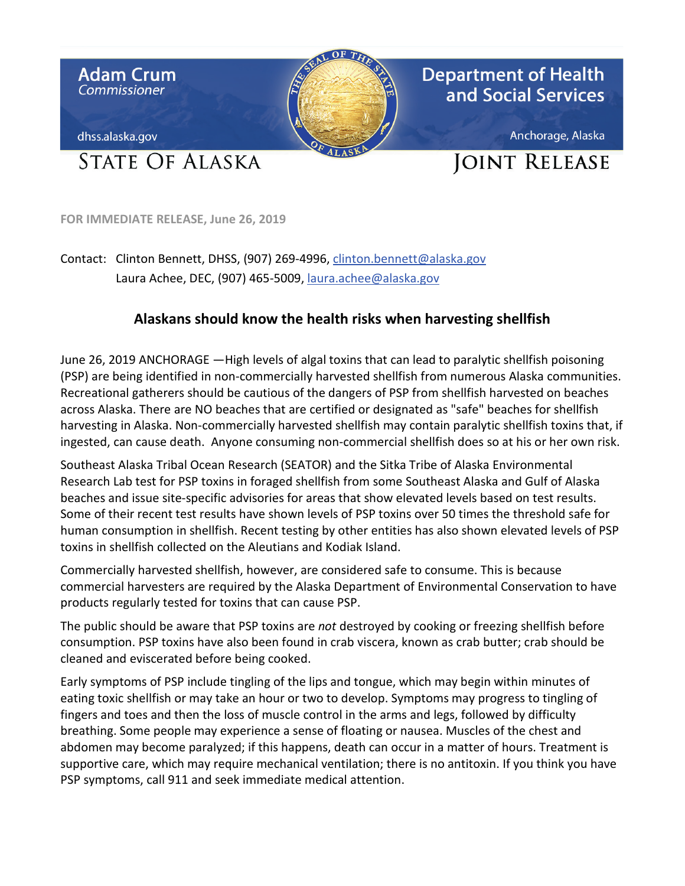Adam Crum
Commissioner

dhss.alaska.gov

Department of Health and Social Services

Anchorage, Alaska

STATE OF ALASKA

JOINT RELEASE

FOR IMMEDIATE RELEASE, June 26, 2019

Contact: Clinton Bennett, DHSS, (907) 269-4996, clinton.bennett@alaska.gov
Laura Achee, DEC, (907) 465-5009, laura.achee@alaska.gov

## Alaskans should know the health risks when harvesting shellfish

June 26, 2019 ANCHORAGE —High levels of algal toxins that can lead to paralytic shellfish poisoning (PSP) are being identified in non-commercially harvested shellfish from numerous Alaska communities. Recreational gatherers should be cautious of the dangers of PSP from shellfish harvested on beaches across Alaska. There are NO beaches that are certified or designated as "safe" beaches for shellfish harvesting in Alaska. Non-commercially harvested shellfish may contain paralytic shellfish toxins that, if ingested, can cause death. Anyone consuming non-commercial shellfish does so at his or her own risk.

Southeast Alaska Tribal Ocean Research (SEATOR) and the Sitka Tribe of Alaska Environmental Research Lab test for PSP toxins in foraged shellfish from some Southeast Alaska and Gulf of Alaska beaches and issue site-specific advisories for areas that show elevated levels based on test results. Some of their recent test results have shown levels of PSP toxins over 50 times the threshold safe for human consumption in shellfish. Recent testing by other entities has also shown elevated levels of PSP toxins in shellfish collected on the Aleutians and Kodiak Island.

Commercially harvested shellfish, however, are considered safe to consume. This is because commercial harvesters are required by the Alaska Department of Environmental Conservation to have products regularly tested for toxins that can cause PSP.

The public should be aware that PSP toxins are *not* destroyed by cooking or freezing shellfish before consumption. PSP toxins have also been found in crab viscera, known as crab butter; crab should be cleaned and eviscerated before being cooked.

Early symptoms of PSP include tingling of the lips and tongue, which may begin within minutes of eating toxic shellfish or may take an hour or two to develop. Symptoms may progress to tingling of fingers and toes and then the loss of muscle control in the arms and legs, followed by difficulty breathing. Some people may experience a sense of floating or nausea. Muscles of the chest and abdomen may become paralyzed; if this happens, death can occur in a matter of hours. Treatment is supportive care, which may require mechanical ventilation; there is no antitoxin. If you think you have PSP symptoms, call 911 and seek immediate medical attention.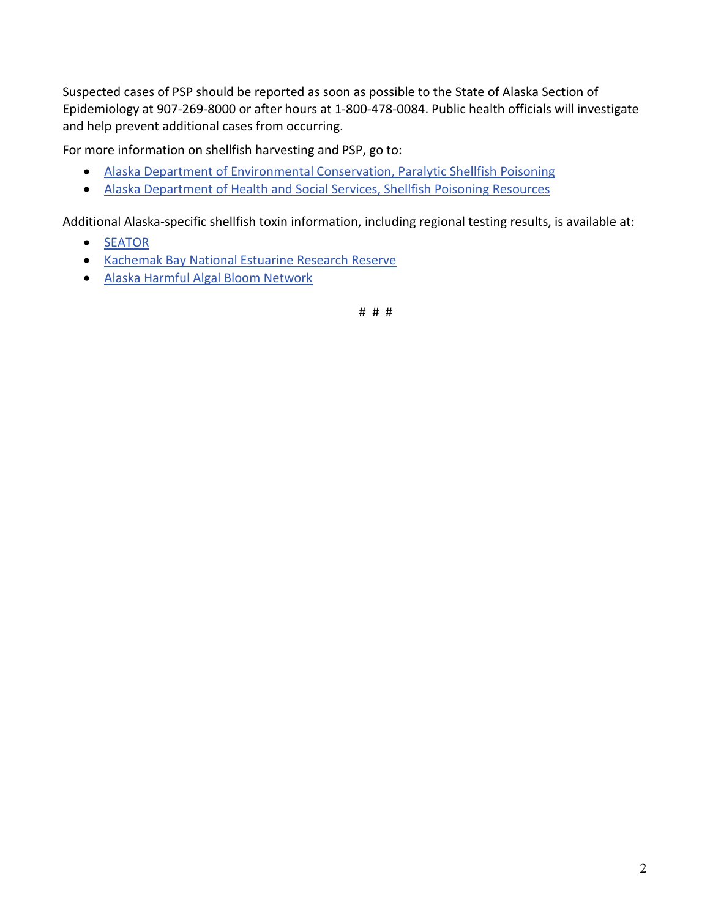Suspected cases of PSP should be reported as soon as possible to the State of Alaska Section of Epidemiology at 907-269-8000 or after hours at 1-800-478-0084. Public health officials will investigate and help prevent additional cases from occurring.

For more information on shellfish harvesting and PSP, go to:

- Alaska Department of Environmental Conservation, Paralytic Shellfish Poisoning
- Alaska Department of Health and Social Services, Shellfish Poisoning Resources

Additional Alaska-specific shellfish toxin information, including regional testing results, is available at:

- SEATOR
- Kachemak Bay National Estuarine Research Reserve
- Alaska Harmful Algal Bloom Network

# # #